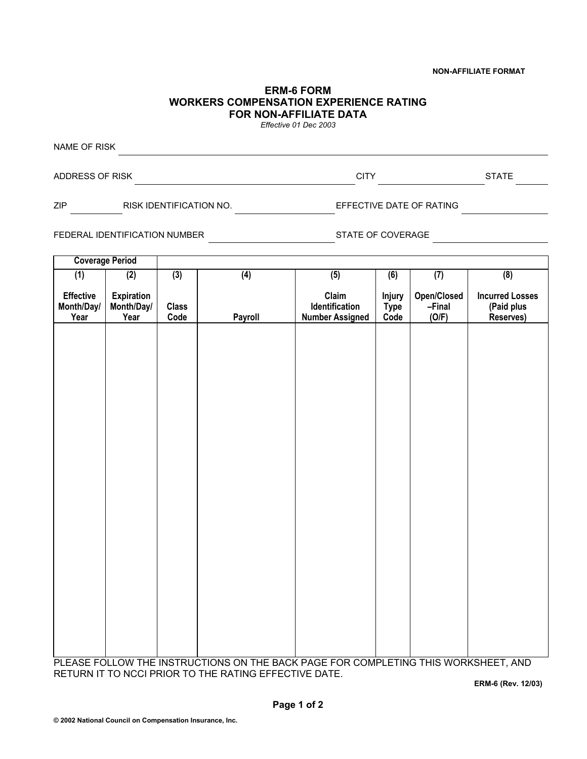NON-AFFILIATE FORMAT

# ERM-6 FORM
## WORKERS COMPENSATION EXPERIENCE RATING
## FOR NON-AFFILIATE DATA

*Effective 01 Dec 2003*

NAME OF RISK ______________________________

ADDRESS OF RISK ______________________________ CITY ______________ STATE ________

ZIP __________ RISK IDENTIFICATION NO. ______________ EFFECTIVE DATE OF RATING ______________

FEDERAL IDENTIFICATION NUMBER ______________ STATE OF COVERAGE ______________

| Coverage Period | | | | | | | |
|---|---|---|---|---|---|---|---|
| (1) Effective Month/Day/Year | (2) Expiration Month/Day/Year | (3) Class Code | (4) Payroll | (5) Claim Identification Number Assigned | (6) Injury Type Code | (7) Open/Closed –Final (O/F) | (8) Incurred Losses (Paid plus Reserves) |
| | | | | | | | |

PLEASE FOLLOW THE INSTRUCTIONS ON THE BACK PAGE FOR COMPLETING THIS WORKSHEET, AND RETURN IT TO NCCI PRIOR TO THE RATING EFFECTIVE DATE.

ERM-6 (Rev. 12/03)

© 2002 National Council on Compensation Insurance, Inc.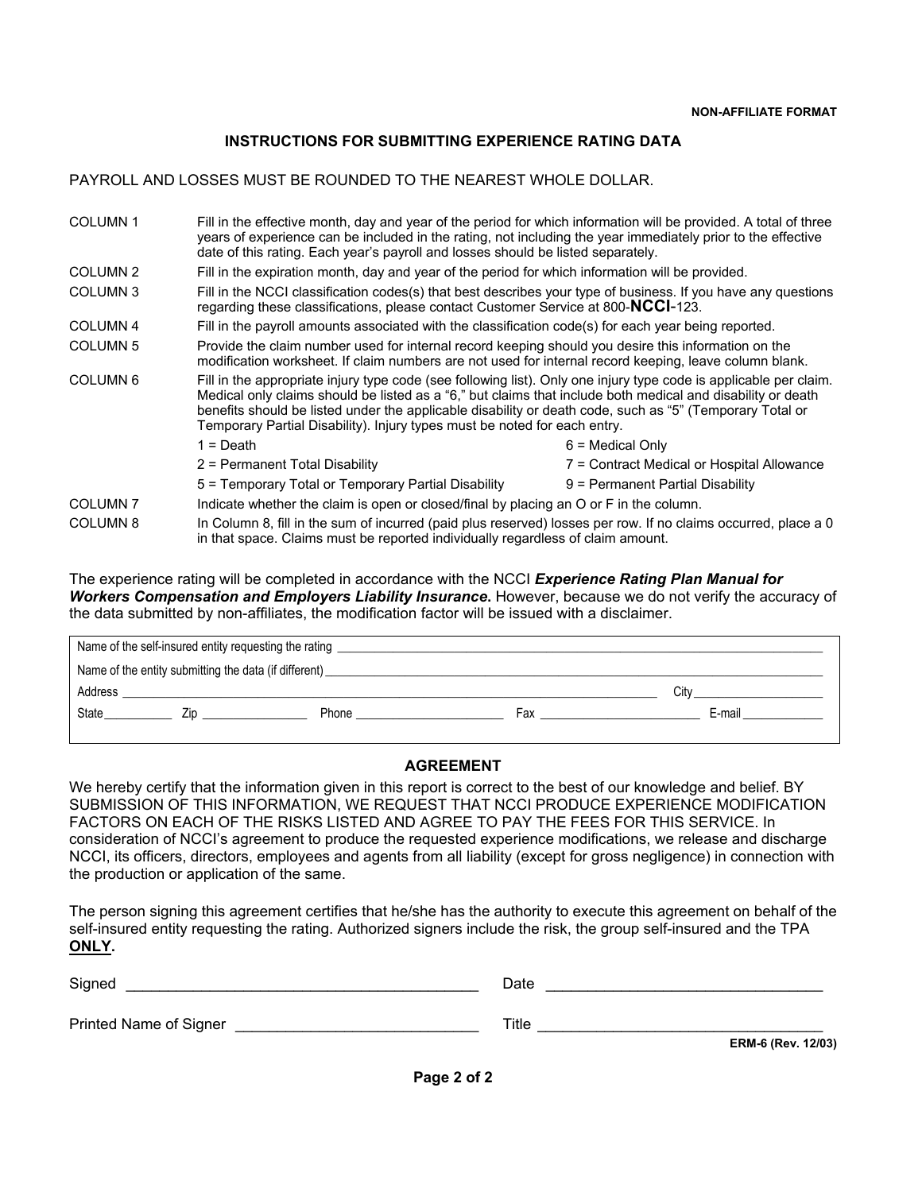**NON-AFFILIATE FORMAT**

## INSTRUCTIONS FOR SUBMITTING EXPERIENCE RATING DATA

PAYROLL AND LOSSES MUST BE ROUNDED TO THE NEAREST WHOLE DOLLAR.

| | |
|---|---|
| COLUMN 1 | Fill in the effective month, day and year of the period for which information will be provided. A total of three years of experience can be included in the rating, not including the year immediately prior to the effective date of this rating. Each year's payroll and losses should be listed separately. |
| COLUMN 2 | Fill in the expiration month, day and year of the period for which information will be provided. |
| COLUMN 3 | Fill in the NCCI classification codes(s) that best describes your type of business. If you have any questions regarding these classifications, please contact Customer Service at 800-**NCCI**-123. |
| COLUMN 4 | Fill in the payroll amounts associated with the classification code(s) for each year being reported. |
| COLUMN 5 | Provide the claim number used for internal record keeping should you desire this information on the modification worksheet. If claim numbers are not used for internal record keeping, leave column blank. |
| COLUMN 6 | Fill in the appropriate injury type code (see following list). Only one injury type code is applicable per claim. Medical only claims should be listed as a "6," but claims that include both medical and disability or death benefits should be listed under the applicable disability or death code, such as "5" (Temporary Total or Temporary Partial Disability). Injury types must be noted for each entry. |

| | |
|---|---|
| 1 = Death | 6 = Medical Only |
| 2 = Permanent Total Disability | 7 = Contract Medical or Hospital Allowance |
| 5 = Temporary Total or Temporary Partial Disability | 9 = Permanent Partial Disability |

| | |
|---|---|
| COLUMN 7 | Indicate whether the claim is open or closed/final by placing an O or F in the column. |
| COLUMN 8 | In Column 8, fill in the sum of incurred (paid plus reserved) losses per row. If no claims occurred, place a 0 in that space. Claims must be reported individually regardless of claim amount. |

The experience rating will be completed in accordance with the NCCI ***Experience Rating Plan Manual for Workers Compensation and Employers Liability Insurance.*** However, because we do not verify the accuracy of the data submitted by non-affiliates, the modification factor will be issued with a disclaimer.

Name of the self-insured entity requesting the rating ____________________

Name of the entity submitting the data (if different) ____________________

Address ____________________ City ____________________

State __________ Zip __________ Phone __________ Fax __________ E-mail __________

## AGREEMENT

We hereby certify that the information given in this report is correct to the best of our knowledge and belief. BY SUBMISSION OF THIS INFORMATION, WE REQUEST THAT NCCI PRODUCE EXPERIENCE MODIFICATION FACTORS ON EACH OF THE RISKS LISTED AND AGREE TO PAY THE FEES FOR THIS SERVICE. In consideration of NCCI's agreement to produce the requested experience modifications, we release and discharge NCCI, its officers, directors, employees and agents from all liability (except for gross negligence) in connection with the production or application of the same.

The person signing this agreement certifies that he/she has the authority to execute this agreement on behalf of the self-insured entity requesting the rating. Authorized signers include the risk, the group self-insured and the TPA **ONLY.**

Signed ____________________ Date ____________________

Printed Name of Signer ____________________ Title ____________________

**ERM-6 (Rev. 12/03)**